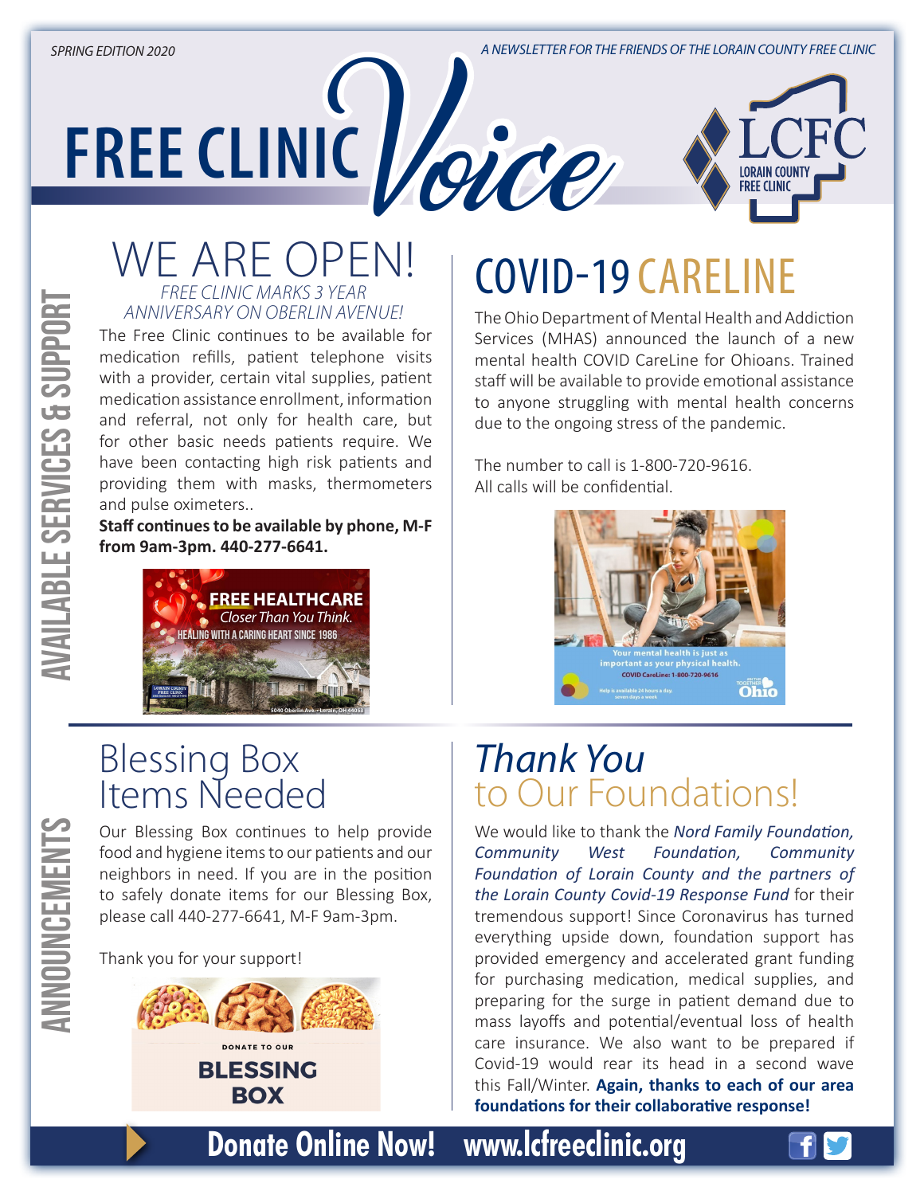SPRING EDITION 2020

A NEWSLETTER FOR THE FRIENDS OF THE LORAIN COUNTY FREE CLINIC

# FREE CLINIC Voice

LCFC LORAIN COUNTY FREE CLINIC

AVAILABLE SERVICES & SUPPORT

## WE ARE OPEN!

*FREE CLINIC MARKS 3 YEAR ANNIVERSARY ON OBERLIN AVENUE!*

The Free Clinic continues to be available for medication refills, patient telephone visits with a provider, certain vital supplies, patient medication assistance enrollment, information and referral, not only for health care, but for other basic needs patients require. We have been contacting high risk patients and providing them with masks, thermometers and pulse oximeters..

**Staff continues to be available by phone, M-F from 9am-3pm. 440-277-6641.**

FREE HEALTHCARE
*Closer Than You Think.*
HEALING WITH A CARING HEART SINCE 1986
5040 Oberlin Ave. • Lorain, OH 44053

## COVID-19 CARELINE

The Ohio Department of Mental Health and Addiction Services (MHAS) announced the launch of a new mental health COVID CareLine for Ohioans. Trained staff will be available to provide emotional assistance to anyone struggling with mental health concerns due to the ongoing stress of the pandemic.

The number to call is 1-800-720-9616.
All calls will be confidential.

Your mental health is just as important as your physical health.
COVID CareLine: 1-800-720-9616
Help is available 24 hours a day, seven days a week

ANNOUNCEMENTS

## Blessing Box Items Needed

Our Blessing Box continues to help provide food and hygiene items to our patients and our neighbors in need. If you are in the position to safely donate items for our Blessing Box, please call 440-277-6641, M-F 9am-3pm.

Thank you for your support!

DONATE TO OUR
BLESSING BOX

## *Thank You* to Our Foundations!

We would like to thank the *Nord Family Foundation, Community West Foundation, Community Foundation of Lorain County and the partners of the Lorain County Covid-19 Response Fund* for their tremendous support! Since Coronavirus has turned everything upside down, foundation support has provided emergency and accelerated grant funding for purchasing medication, medical supplies, and preparing for the surge in patient demand due to mass layoffs and potential/eventual loss of health care insurance. We also want to be prepared if Covid-19 would rear its head in a second wave this Fall/Winter. **Again, thanks to each of our area foundations for their collaborative response!**

**Donate Online Now! www.lcfreeclinic.org**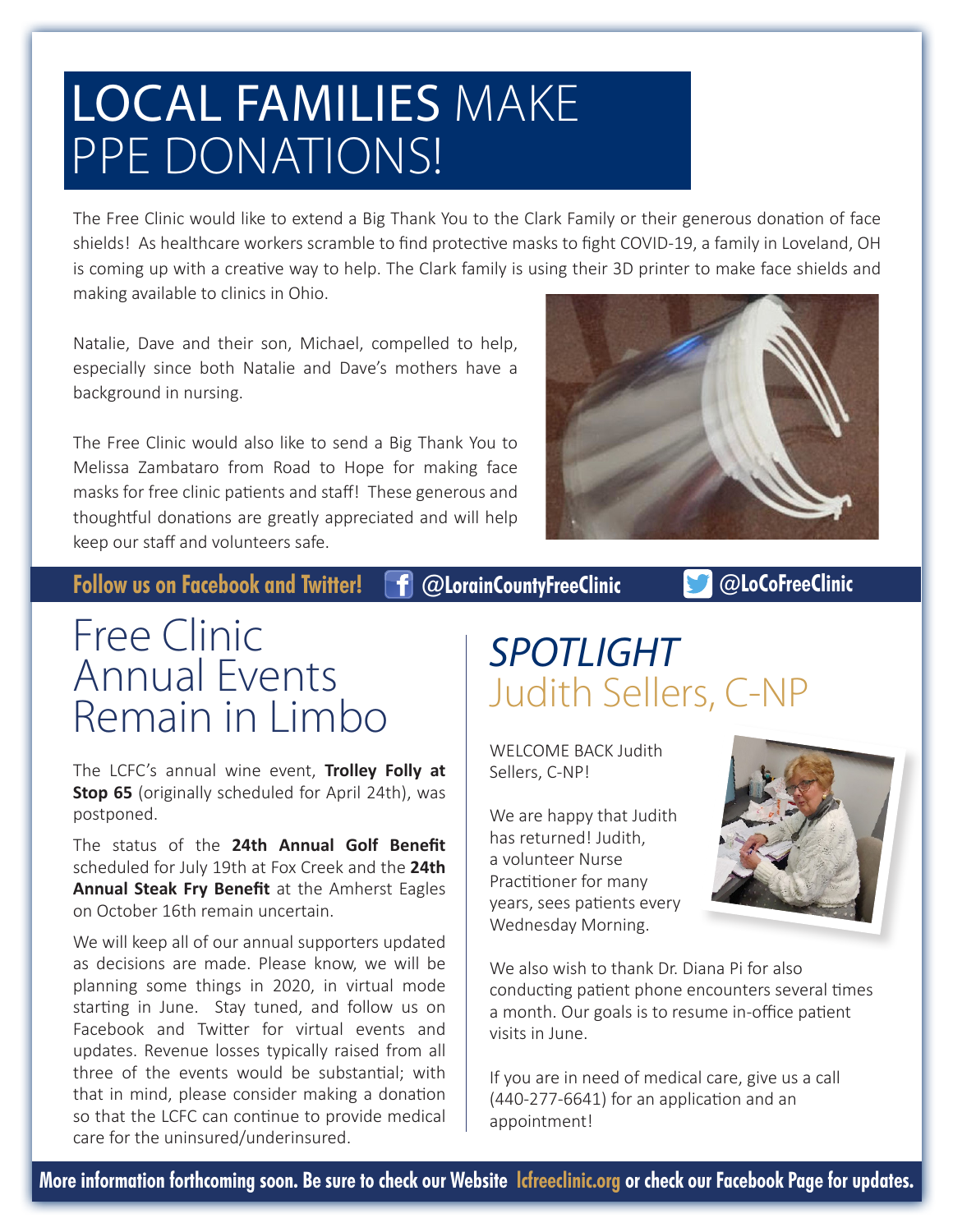# LOCAL FAMILIES MAKE PPE DONATIONS!

The Free Clinic would like to extend a Big Thank You to the Clark Family or their generous donation of face shields! As healthcare workers scramble to find protective masks to fight COVID-19, a family in Loveland, OH is coming up with a creative way to help. The Clark family is using their 3D printer to make face shields and making available to clinics in Ohio.

Natalie, Dave and their son, Michael, compelled to help, especially since both Natalie and Dave's mothers have a background in nursing.

The Free Clinic would also like to send a Big Thank You to Melissa Zambataro from Road to Hope for making face masks for free clinic patients and staff! These generous and thoughtful donations are greatly appreciated and will help keep our staff and volunteers safe.

**Follow us on Facebook and Twitter!** @LorainCountyFreeClinic @LoCoFreeClinic

## Free Clinic Annual Events Remain in Limbo

The LCFC's annual wine event, **Trolley Folly at Stop 65** (originally scheduled for April 24th), was postponed.

The status of the **24th Annual Golf Benefit** scheduled for July 19th at Fox Creek and the **24th Annual Steak Fry Benefit** at the Amherst Eagles on October 16th remain uncertain.

We will keep all of our annual supporters updated as decisions are made. Please know, we will be planning some things in 2020, in virtual mode starting in June. Stay tuned, and follow us on Facebook and Twitter for virtual events and updates. Revenue losses typically raised from all three of the events would be substantial; with that in mind, please consider making a donation so that the LCFC can continue to provide medical care for the uninsured/underinsured.

## *SPOTLIGHT* Judith Sellers, C-NP

WELCOME BACK Judith Sellers, C-NP!

We are happy that Judith has returned! Judith, a volunteer Nurse Practitioner for many years, sees patients every Wednesday Morning.

We also wish to thank Dr. Diana Pi for also conducting patient phone encounters several times a month. Our goals is to resume in-office patient visits in June.

If you are in need of medical care, give us a call (440-277-6641) for an application and an appointment!

**More information forthcoming soon. Be sure to check our Website lcfreeclinic.org or check our Facebook Page for updates.**